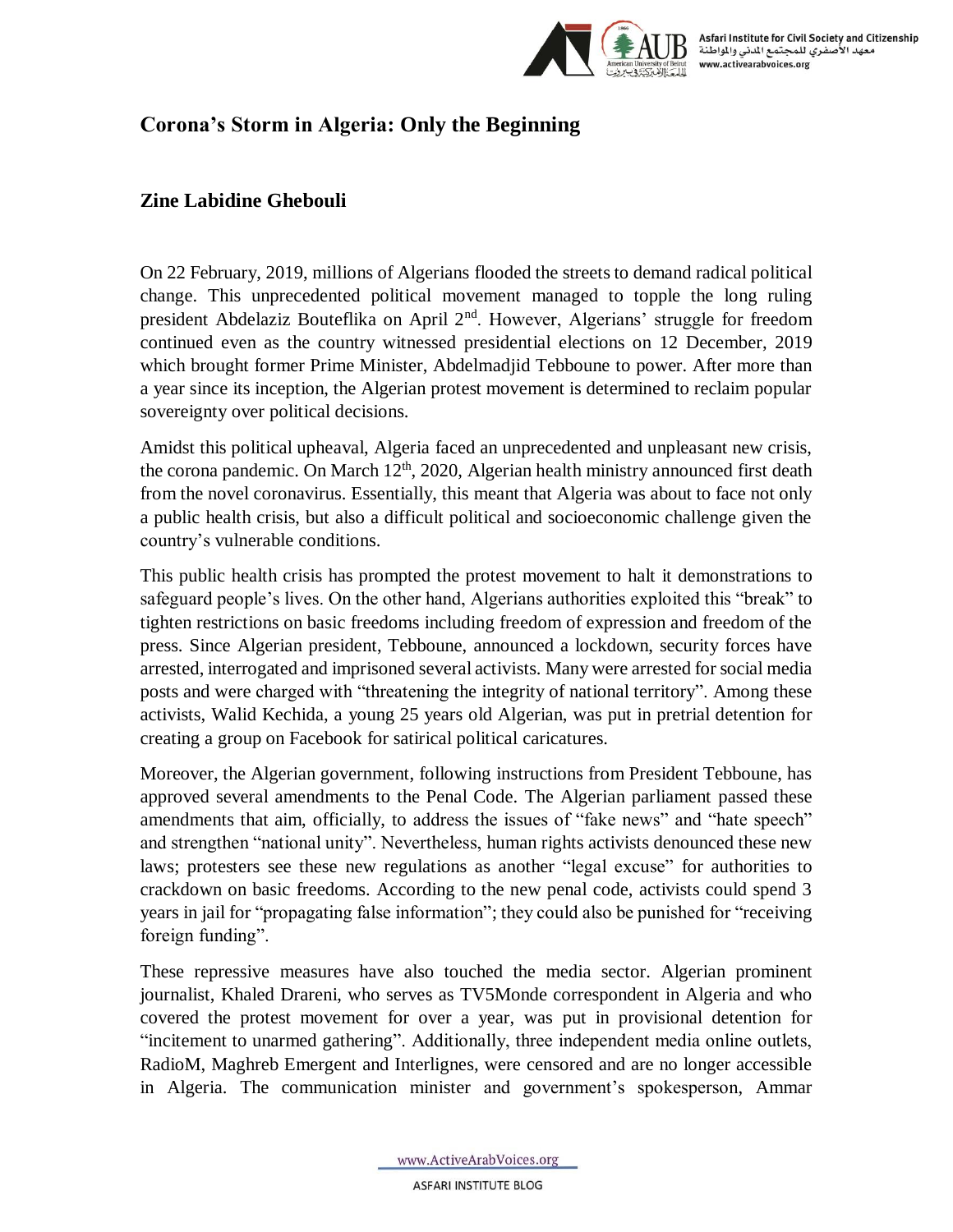# Corona's Storm in Algeria: Only the Beginning

## Zine Labidine Ghebouli

On 22 February, 2019, millions of Algerians flooded the streets to demand radical political change. This unprecedented political movement managed to topple the long ruling president Abdelaziz Bouteflika on April 2nd. However, Algerians' struggle for freedom continued even as the country witnessed presidential elections on 12 December, 2019 which brought former Prime Minister, Abdelmadjid Tebboune to power. After more than a year since its inception, the Algerian protest movement is determined to reclaim popular sovereignty over political decisions.

Amidst this political upheaval, Algeria faced an unprecedented and unpleasant new crisis, the corona pandemic. On March 12th, 2020, Algerian health ministry announced first death from the novel coronavirus. Essentially, this meant that Algeria was about to face not only a public health crisis, but also a difficult political and socioeconomic challenge given the country's vulnerable conditions.

This public health crisis has prompted the protest movement to halt it demonstrations to safeguard people's lives. On the other hand, Algerians authorities exploited this "break" to tighten restrictions on basic freedoms including freedom of expression and freedom of the press. Since Algerian president, Tebboune, announced a lockdown, security forces have arrested, interrogated and imprisoned several activists. Many were arrested for social media posts and were charged with "threatening the integrity of national territory". Among these activists, Walid Kechida, a young 25 years old Algerian, was put in pretrial detention for creating a group on Facebook for satirical political caricatures.

Moreover, the Algerian government, following instructions from President Tebboune, has approved several amendments to the Penal Code. The Algerian parliament passed these amendments that aim, officially, to address the issues of "fake news" and "hate speech" and strengthen "national unity". Nevertheless, human rights activists denounced these new laws; protesters see these new regulations as another "legal excuse" for authorities to crackdown on basic freedoms. According to the new penal code, activists could spend 3 years in jail for "propagating false information"; they could also be punished for "receiving foreign funding".

These repressive measures have also touched the media sector. Algerian prominent journalist, Khaled Drareni, who serves as TV5Monde correspondent in Algeria and who covered the protest movement for over a year, was put in provisional detention for "incitement to unarmed gathering". Additionally, three independent media online outlets, RadioM, Maghreb Emergent and Interlignes, were censored and are no longer accessible in Algeria. The communication minister and government's spokesperson, Ammar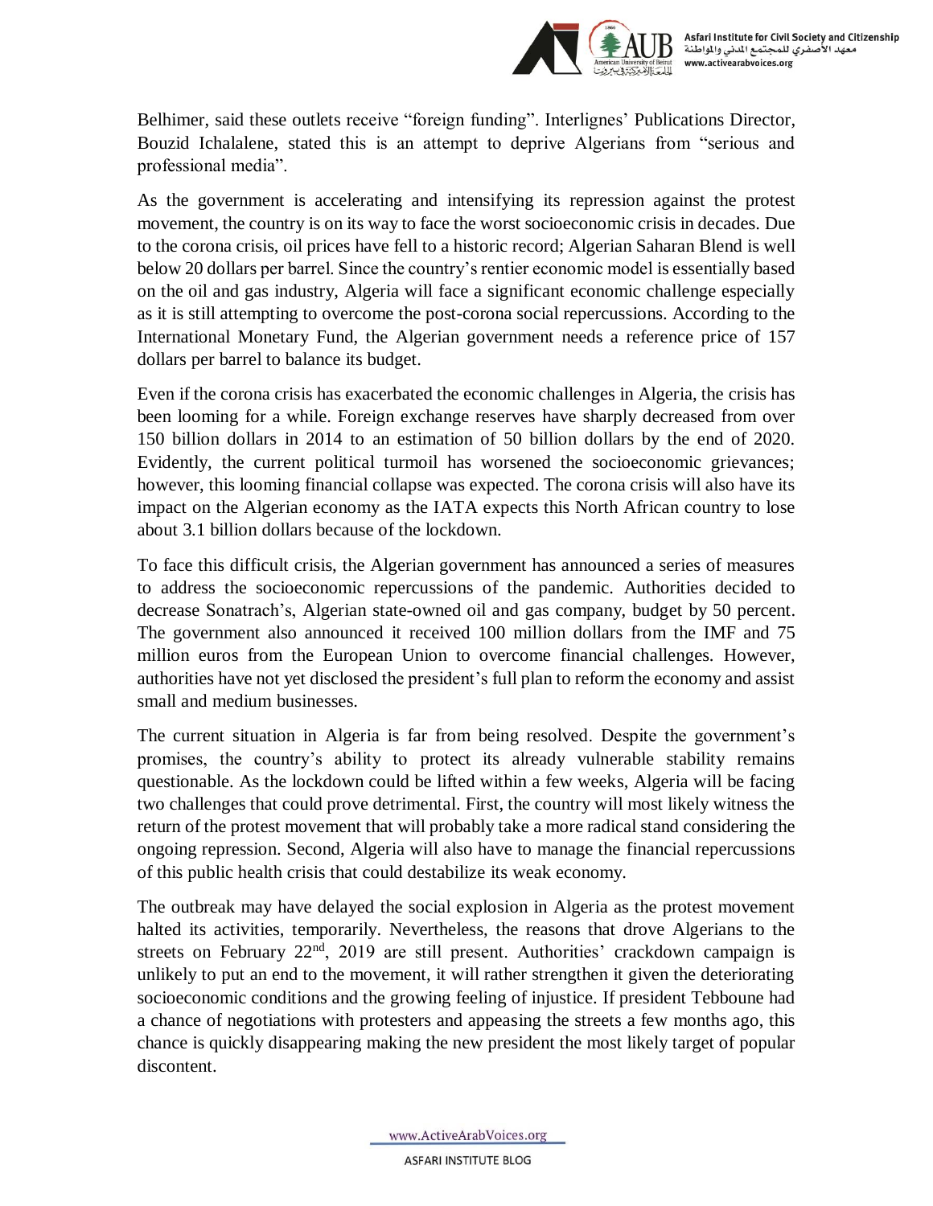Belhimer, said these outlets receive "foreign funding". Interlignes' Publications Director, Bouzid Ichalalene, stated this is an attempt to deprive Algerians from "serious and professional media".

As the government is accelerating and intensifying its repression against the protest movement, the country is on its way to face the worst socioeconomic crisis in decades. Due to the corona crisis, oil prices have fell to a historic record; Algerian Saharan Blend is well below 20 dollars per barrel. Since the country's rentier economic model is essentially based on the oil and gas industry, Algeria will face a significant economic challenge especially as it is still attempting to overcome the post-corona social repercussions. According to the International Monetary Fund, the Algerian government needs a reference price of 157 dollars per barrel to balance its budget.

Even if the corona crisis has exacerbated the economic challenges in Algeria, the crisis has been looming for a while. Foreign exchange reserves have sharply decreased from over 150 billion dollars in 2014 to an estimation of 50 billion dollars by the end of 2020. Evidently, the current political turmoil has worsened the socioeconomic grievances; however, this looming financial collapse was expected. The corona crisis will also have its impact on the Algerian economy as the IATA expects this North African country to lose about 3.1 billion dollars because of the lockdown.

To face this difficult crisis, the Algerian government has announced a series of measures to address the socioeconomic repercussions of the pandemic. Authorities decided to decrease Sonatrach's, Algerian state-owned oil and gas company, budget by 50 percent. The government also announced it received 100 million dollars from the IMF and 75 million euros from the European Union to overcome financial challenges. However, authorities have not yet disclosed the president's full plan to reform the economy and assist small and medium businesses.

The current situation in Algeria is far from being resolved. Despite the government's promises, the country's ability to protect its already vulnerable stability remains questionable. As the lockdown could be lifted within a few weeks, Algeria will be facing two challenges that could prove detrimental. First, the country will most likely witness the return of the protest movement that will probably take a more radical stand considering the ongoing repression. Second, Algeria will also have to manage the financial repercussions of this public health crisis that could destabilize its weak economy.

The outbreak may have delayed the social explosion in Algeria as the protest movement halted its activities, temporarily. Nevertheless, the reasons that drove Algerians to the streets on February 22nd, 2019 are still present. Authorities' crackdown campaign is unlikely to put an end to the movement, it will rather strengthen it given the deteriorating socioeconomic conditions and the growing feeling of injustice. If president Tebboune had a chance of negotiations with protesters and appeasing the streets a few months ago, this chance is quickly disappearing making the new president the most likely target of popular discontent.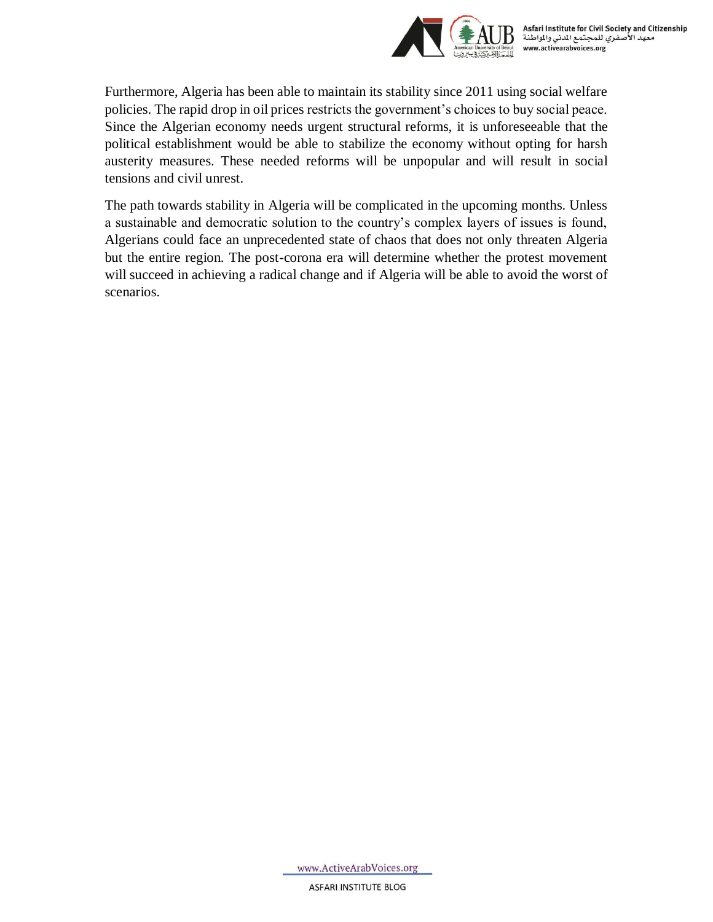Furthermore, Algeria has been able to maintain its stability since 2011 using social welfare policies. The rapid drop in oil prices restricts the government's choices to buy social peace. Since the Algerian economy needs urgent structural reforms, it is unforeseeable that the political establishment would be able to stabilize the economy without opting for harsh austerity measures. These needed reforms will be unpopular and will result in social tensions and civil unrest.

The path towards stability in Algeria will be complicated in the upcoming months. Unless a sustainable and democratic solution to the country's complex layers of issues is found, Algerians could face an unprecedented state of chaos that does not only threaten Algeria but the entire region. The post-corona era will determine whether the protest movement will succeed in achieving a radical change and if Algeria will be able to avoid the worst of scenarios.